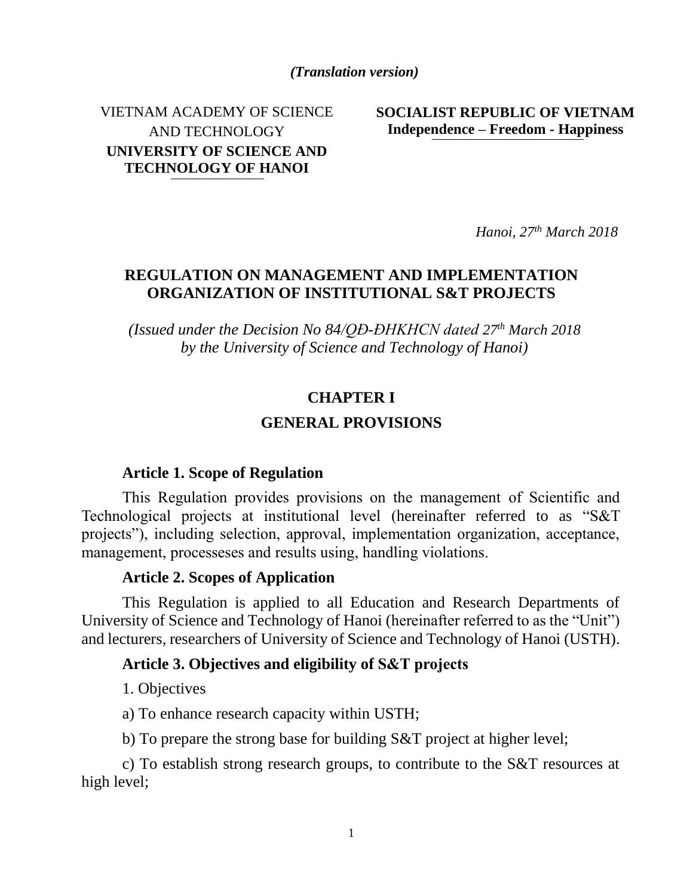*(Translation version)*

VIETNAM ACADEMY OF SCIENCE AND TECHNOLOGY
**UNIVERSITY OF SCIENCE AND TECHNOLOGY OF HANOI**

**SOCIALIST REPUBLIC OF VIETNAM**
**Independence – Freedom - Happiness**

*Hanoi, 27th March 2018*

# REGULATION ON MANAGEMENT AND IMPLEMENTATION ORGANIZATION OF INSTITUTIONAL S&T PROJECTS

*(Issued under the Decision No 84/QĐ-ĐHKHCN dated 27th March 2018 by the University of Science and Technology of Hanoi)*

## CHAPTER I
## GENERAL PROVISIONS

### Article 1. Scope of Regulation

This Regulation provides provisions on the management of Scientific and Technological projects at institutional level (hereinafter referred to as "S&T projects"), including selection, approval, implementation organization, acceptance, management, processeses and results using, handling violations.

### Article 2. Scopes of Application

This Regulation is applied to all Education and Research Departments of University of Science and Technology of Hanoi (hereinafter referred to as the "Unit") and lecturers, researchers of University of Science and Technology of Hanoi (USTH).

### Article 3. Objectives and eligibility of S&T projects

1. Objectives

a) To enhance research capacity within USTH;

b) To prepare the strong base for building S&T project at higher level;

c) To establish strong research groups, to contribute to the S&T resources at high level;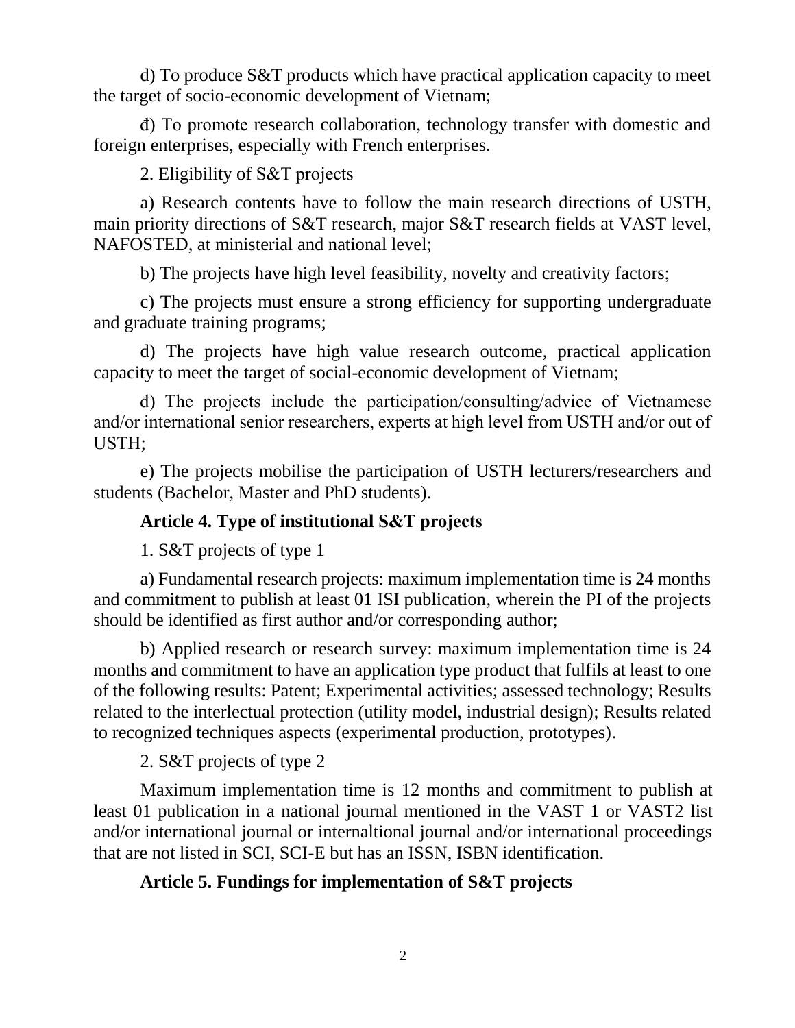d) To produce S&T products which have practical application capacity to meet the target of socio-economic development of Vietnam;

đ) To promote research collaboration, technology transfer with domestic and foreign enterprises, especially with French enterprises.

2. Eligibility of S&T projects

a) Research contents have to follow the main research directions of USTH, main priority directions of S&T research, major S&T research fields at VAST level, NAFOSTED, at ministerial and national level;

b) The projects have high level feasibility, novelty and creativity factors;

c) The projects must ensure a strong efficiency for supporting undergraduate and graduate training programs;

d) The projects have high value research outcome, practical application capacity to meet the target of social-economic development of Vietnam;

đ) The projects include the participation/consulting/advice of Vietnamese and/or international senior researchers, experts at high level from USTH and/or out of USTH;

e) The projects mobilise the participation of USTH lecturers/researchers and students (Bachelor, Master and PhD students).

### Article 4. Type of institutional S&T projects

1. S&T projects of type 1

a) Fundamental research projects: maximum implementation time is 24 months and commitment to publish at least 01 ISI publication, wherein the PI of the projects should be identified as first author and/or corresponding author;

b) Applied research or research survey: maximum implementation time is 24 months and commitment to have an application type product that fulfils at least to one of the following results: Patent; Experimental activities; assessed technology; Results related to the interlectual protection (utility model, industrial design); Results related to recognized techniques aspects (experimental production, prototypes).

2. S&T projects of type 2

Maximum implementation time is 12 months and commitment to publish at least 01 publication in a national journal mentioned in the VAST 1 or VAST2 list and/or international journal or internaltional journal and/or international proceedings that are not listed in SCI, SCI-E but has an ISSN, ISBN identification.

### Article 5. Fundings for implementation of S&T projects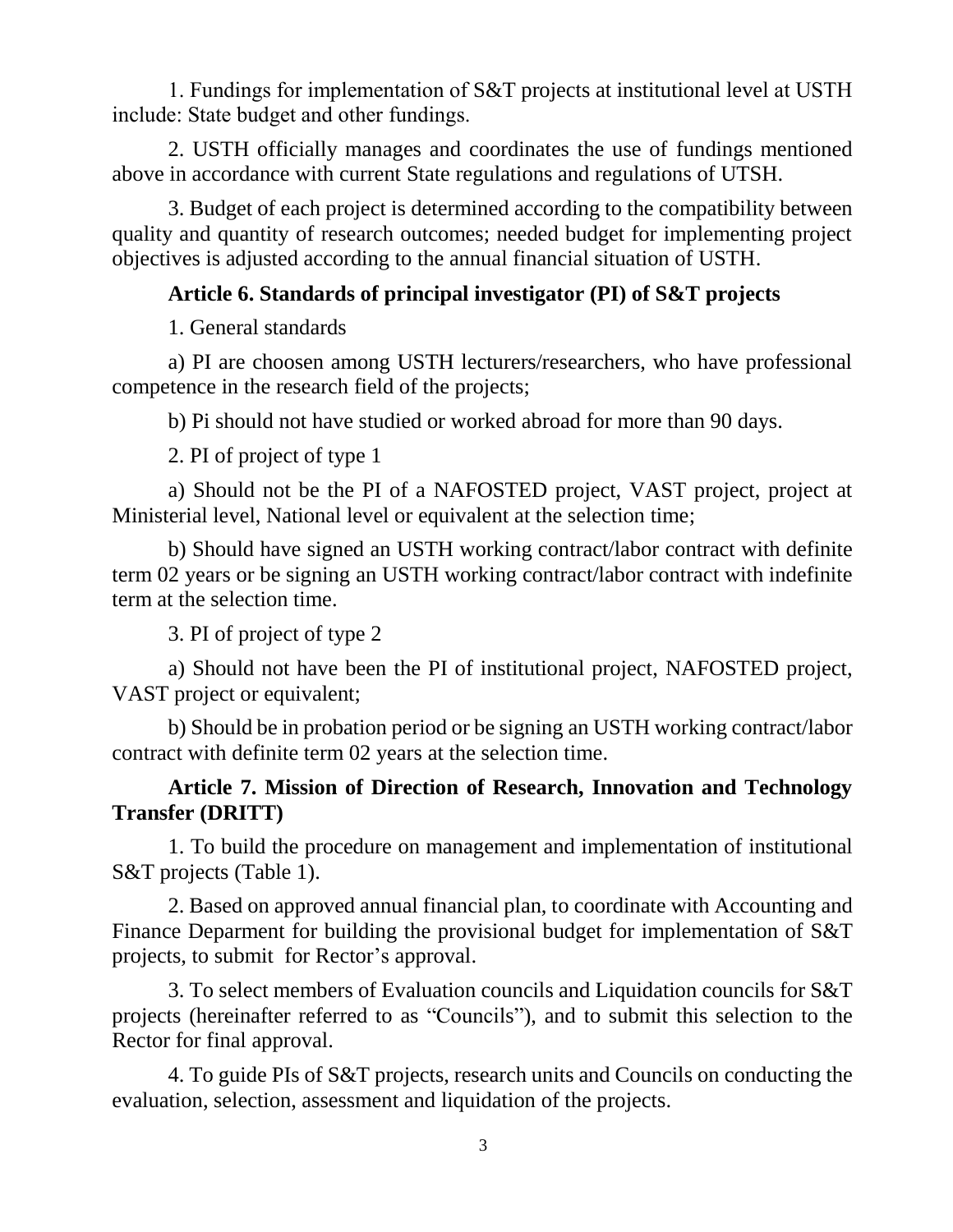1. Fundings for implementation of S&T projects at institutional level at USTH include: State budget and other fundings.

2. USTH officially manages and coordinates the use of fundings mentioned above in accordance with current State regulations and regulations of UTSH.

3. Budget of each project is determined according to the compatibility between quality and quantity of research outcomes; needed budget for implementing project objectives is adjusted according to the annual financial situation of USTH.

## Article 6. Standards of principal investigator (PI) of S&T projects

1. General standards

a) PI are choosen among USTH lecturers/researchers, who have professional competence in the research field of the projects;

b) Pi should not have studied or worked abroad for more than 90 days.

2. PI of project of type 1

a) Should not be the PI of a NAFOSTED project, VAST project, project at Ministerial level, National level or equivalent at the selection time;

b) Should have signed an USTH working contract/labor contract with definite term 02 years or be signing an USTH working contract/labor contract with indefinite term at the selection time.

3. PI of project of type 2

a) Should not have been the PI of institutional project, NAFOSTED project, VAST project or equivalent;

b) Should be in probation period or be signing an USTH working contract/labor contract with definite term 02 years at the selection time.

## Article 7. Mission of Direction of Research, Innovation and Technology Transfer (DRITT)

1. To build the procedure on management and implementation of institutional S&T projects (Table 1).

2. Based on approved annual financial plan, to coordinate with Accounting and Finance Deparment for building the provisional budget for implementation of S&T projects, to submit for Rector's approval.

3. To select members of Evaluation councils and Liquidation councils for S&T projects (hereinafter referred to as "Councils"), and to submit this selection to the Rector for final approval.

4. To guide PIs of S&T projects, research units and Councils on conducting the evaluation, selection, assessment and liquidation of the projects.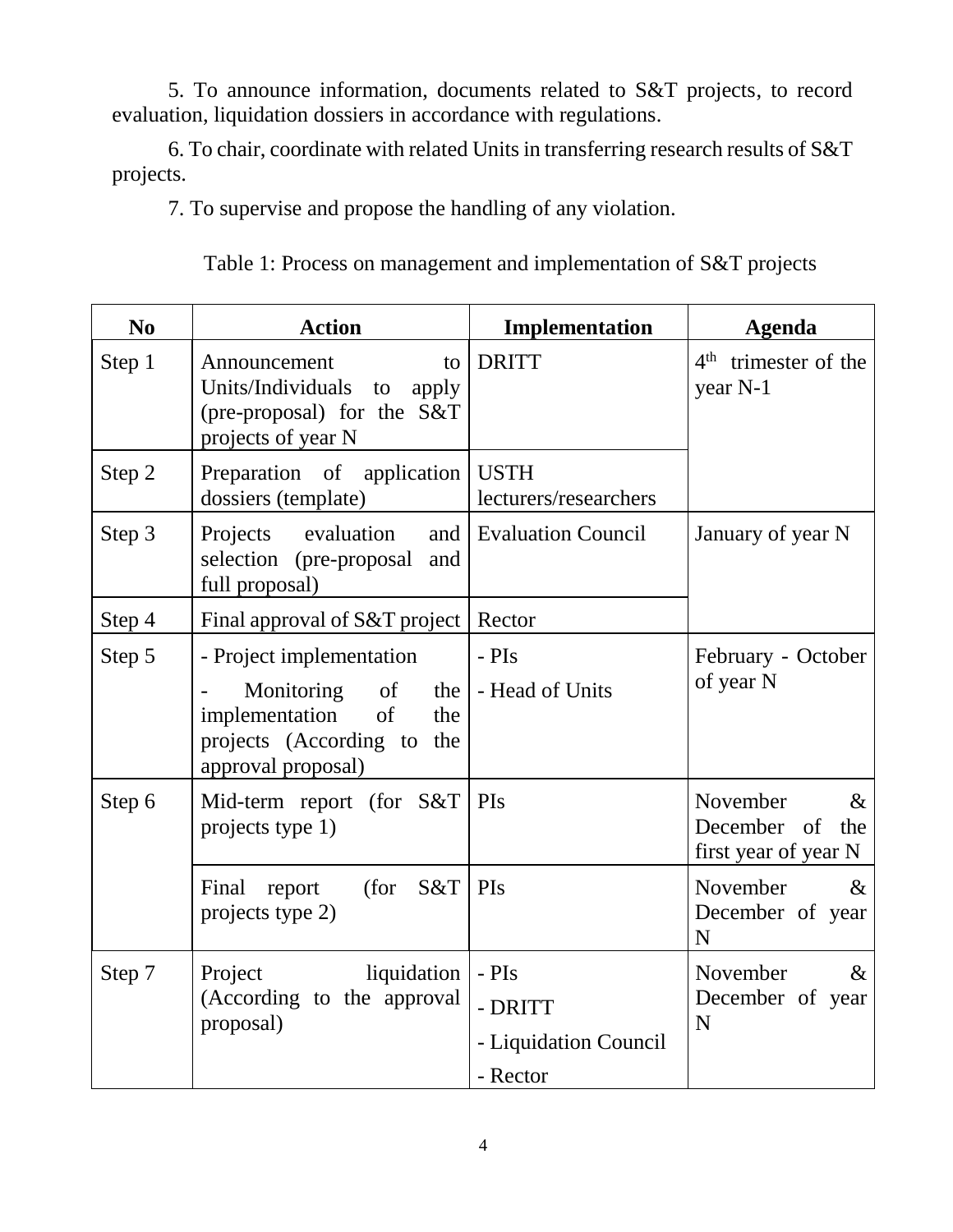5. To announce information, documents related to S&T projects, to record evaluation, liquidation dossiers in accordance with regulations.

6. To chair, coordinate with related Units in transferring research results of S&T projects.

7. To supervise and propose the handling of any violation.

Table 1: Process on management and implementation of S&T projects

| No | Action | Implementation | Agenda |
|---|---|---|---|
| Step 1 | Announcement to Units/Individuals to apply (pre-proposal) for the S&T projects of year N | DRITT | 4th trimester of the year N-1 |
| Step 2 | Preparation of application dossiers (template) | USTH lecturers/researchers | |
| Step 3 | Projects evaluation and selection (pre-proposal and full proposal) | Evaluation Council | January of year N |
| Step 4 | Final approval of S&T project | Rector | |
| Step 5 | - Project implementation<br>- Monitoring of the implementation of the projects (According to the approval proposal) | - PIs<br>- Head of Units | February - October of year N |
| Step 6 | Mid-term report (for S&T projects type 1) | PIs | November & December of the first year of year N |
| | Final report (for S&T projects type 2) | PIs | November & December of year N |
| Step 7 | Project liquidation (According to the approval proposal) | - PIs<br>- DRITT<br>- Liquidation Council<br>- Rector | November & December of year N |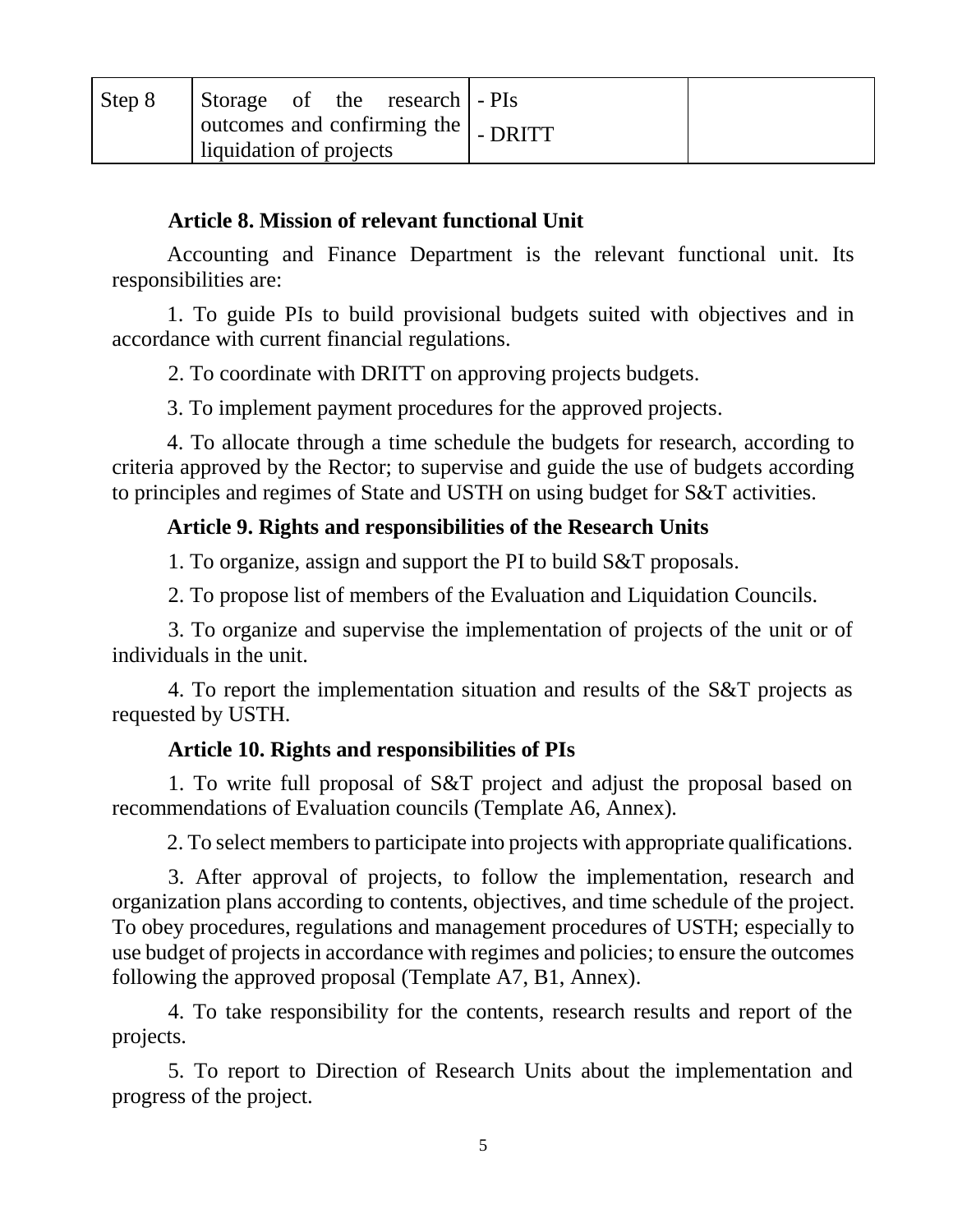| Step 8 | Storage of the research outcomes and confirming the liquidation of projects | - PIs<br>- DRITT | |
|---|---|---|---|

**Article 8. Mission of relevant functional Unit**

Accounting and Finance Department is the relevant functional unit. Its responsibilities are:

1. To guide PIs to build provisional budgets suited with objectives and in accordance with current financial regulations.

2. To coordinate with DRITT on approving projects budgets.

3. To implement payment procedures for the approved projects.

4. To allocate through a time schedule the budgets for research, according to criteria approved by the Rector; to supervise and guide the use of budgets according to principles and regimes of State and USTH on using budget for S&T activities.

**Article 9. Rights and responsibilities of the Research Units**

1. To organize, assign and support the PI to build S&T proposals.

2. To propose list of members of the Evaluation and Liquidation Councils.

3. To organize and supervise the implementation of projects of the unit or of individuals in the unit.

4. To report the implementation situation and results of the S&T projects as requested by USTH.

**Article 10. Rights and responsibilities of PIs**

1. To write full proposal of S&T project and adjust the proposal based on recommendations of Evaluation councils (Template A6, Annex).

2. To select members to participate into projects with appropriate qualifications.

3. After approval of projects, to follow the implementation, research and organization plans according to contents, objectives, and time schedule of the project. To obey procedures, regulations and management procedures of USTH; especially to use budget of projects in accordance with regimes and policies; to ensure the outcomes following the approved proposal (Template A7, B1, Annex).

4. To take responsibility for the contents, research results and report of the projects.

5. To report to Direction of Research Units about the implementation and progress of the project.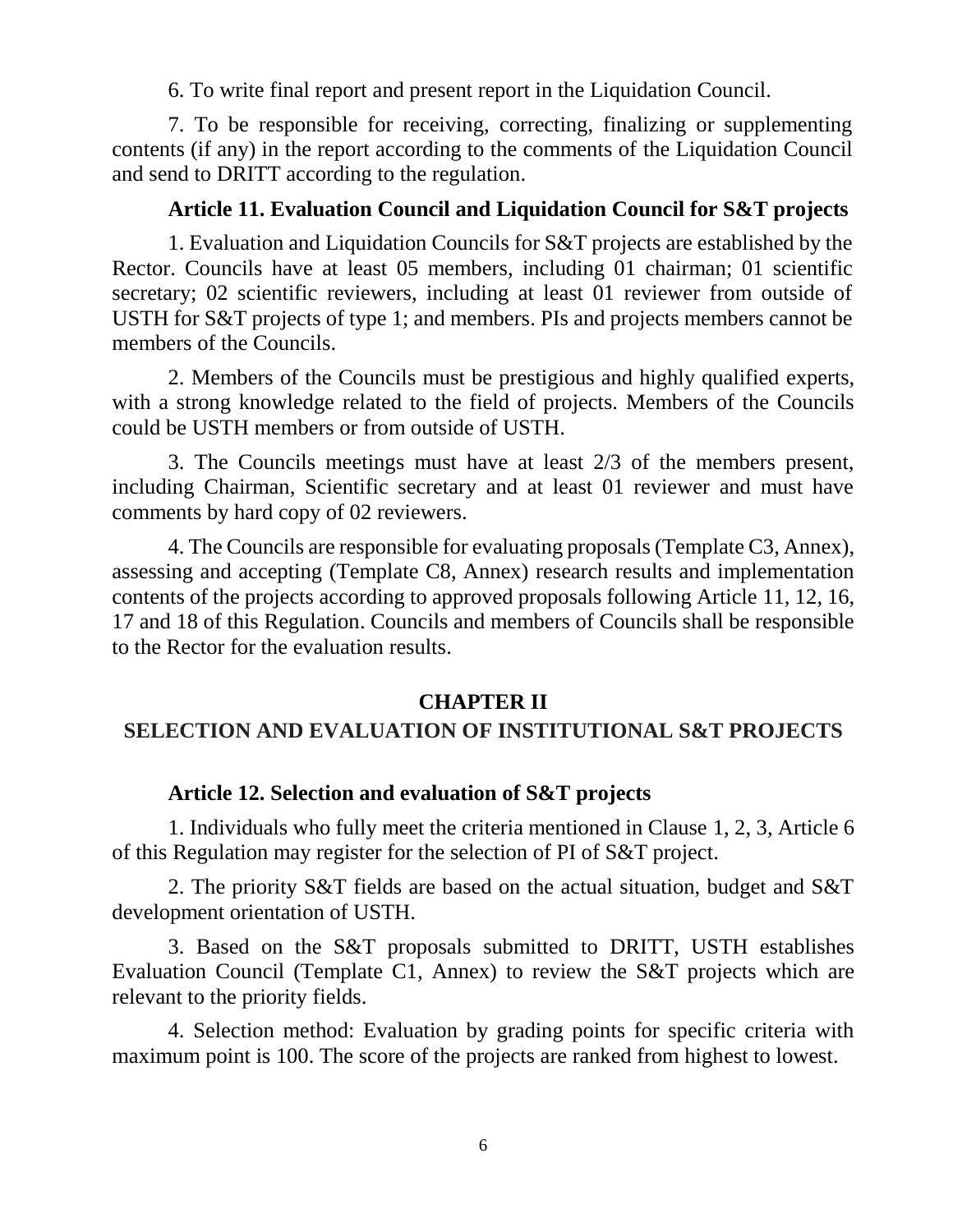6. To write final report and present report in the Liquidation Council.

7. To be responsible for receiving, correcting, finalizing or supplementing contents (if any) in the report according to the comments of the Liquidation Council and send to DRITT according to the regulation.

### Article 11. Evaluation Council and Liquidation Council for S&T projects

1. Evaluation and Liquidation Councils for S&T projects are established by the Rector. Councils have at least 05 members, including 01 chairman; 01 scientific secretary; 02 scientific reviewers, including at least 01 reviewer from outside of USTH for S&T projects of type 1; and members. PIs and projects members cannot be members of the Councils.

2. Members of the Councils must be prestigious and highly qualified experts, with a strong knowledge related to the field of projects. Members of the Councils could be USTH members or from outside of USTH.

3. The Councils meetings must have at least 2/3 of the members present, including Chairman, Scientific secretary and at least 01 reviewer and must have comments by hard copy of 02 reviewers.

4. The Councils are responsible for evaluating proposals (Template C3, Annex), assessing and accepting (Template C8, Annex) research results and implementation contents of the projects according to approved proposals following Article 11, 12, 16, 17 and 18 of this Regulation. Councils and members of Councils shall be responsible to the Rector for the evaluation results.

## CHAPTER II
## SELECTION AND EVALUATION OF INSTITUTIONAL S&T PROJECTS

### Article 12. Selection and evaluation of S&T projects

1. Individuals who fully meet the criteria mentioned in Clause 1, 2, 3, Article 6 of this Regulation may register for the selection of PI of S&T project.

2. The priority S&T fields are based on the actual situation, budget and S&T development orientation of USTH.

3. Based on the S&T proposals submitted to DRITT, USTH establishes Evaluation Council (Template C1, Annex) to review the S&T projects which are relevant to the priority fields.

4. Selection method: Evaluation by grading points for specific criteria with maximum point is 100. The score of the projects are ranked from highest to lowest.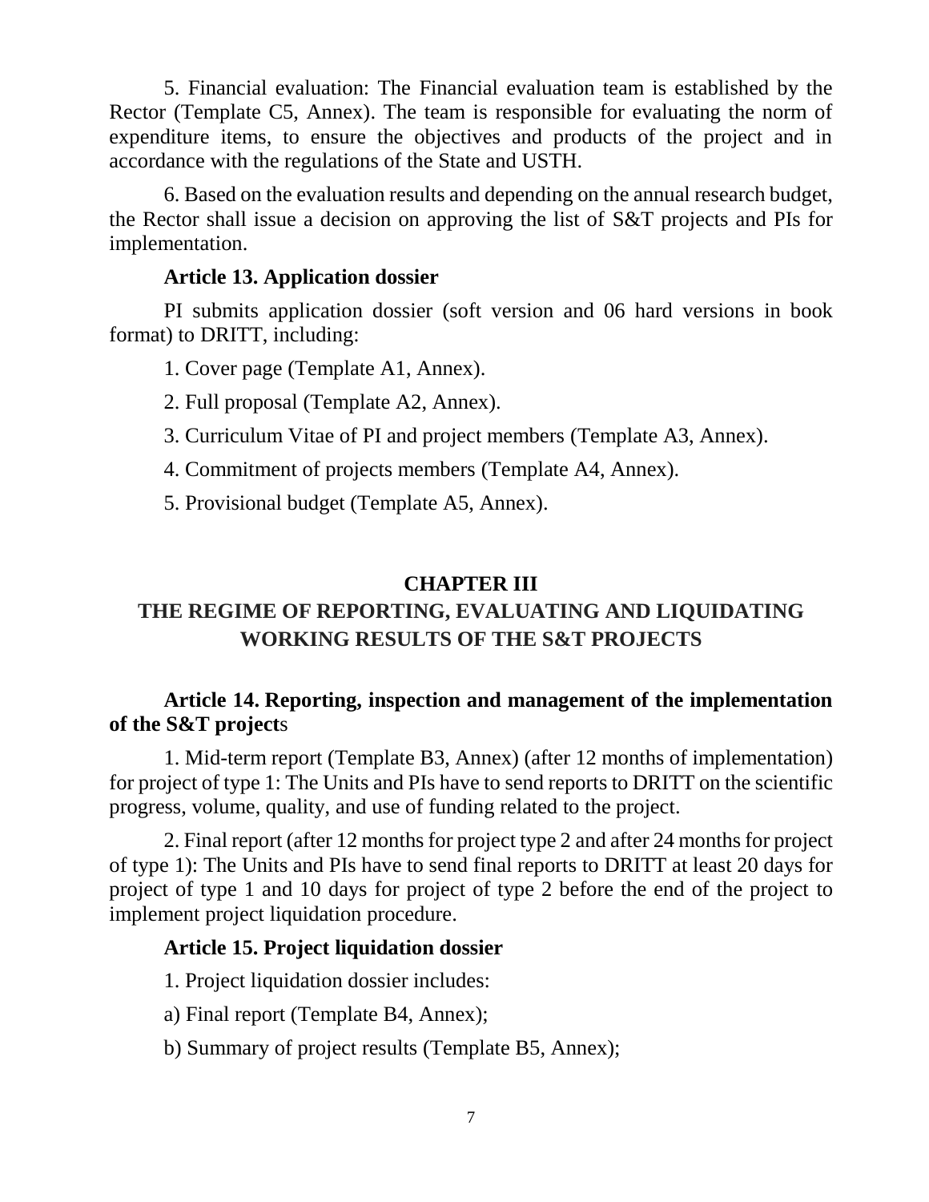5. Financial evaluation: The Financial evaluation team is established by the Rector (Template C5, Annex). The team is responsible for evaluating the norm of expenditure items, to ensure the objectives and products of the project and in accordance with the regulations of the State and USTH.

6. Based on the evaluation results and depending on the annual research budget, the Rector shall issue a decision on approving the list of S&T projects and PIs for implementation.

### Article 13. Application dossier

PI submits application dossier (soft version and 06 hard versions in book format) to DRITT, including:

1. Cover page (Template A1, Annex).
2. Full proposal (Template A2, Annex).
3. Curriculum Vitae of PI and project members (Template A3, Annex).
4. Commitment of projects members (Template A4, Annex).
5. Provisional budget (Template A5, Annex).

## CHAPTER III
## THE REGIME OF REPORTING, EVALUATING AND LIQUIDATING WORKING RESULTS OF THE S&T PROJECTS

### Article 14. Reporting, inspection and management of the implementation of the S&T projects

1. Mid-term report (Template B3, Annex) (after 12 months of implementation) for project of type 1: The Units and PIs have to send reports to DRITT on the scientific progress, volume, quality, and use of funding related to the project.

2. Final report (after 12 months for project type 2 and after 24 months for project of type 1): The Units and PIs have to send final reports to DRITT at least 20 days for project of type 1 and 10 days for project of type 2 before the end of the project to implement project liquidation procedure.

### Article 15. Project liquidation dossier

1. Project liquidation dossier includes:

a) Final report (Template B4, Annex);

b) Summary of project results (Template B5, Annex);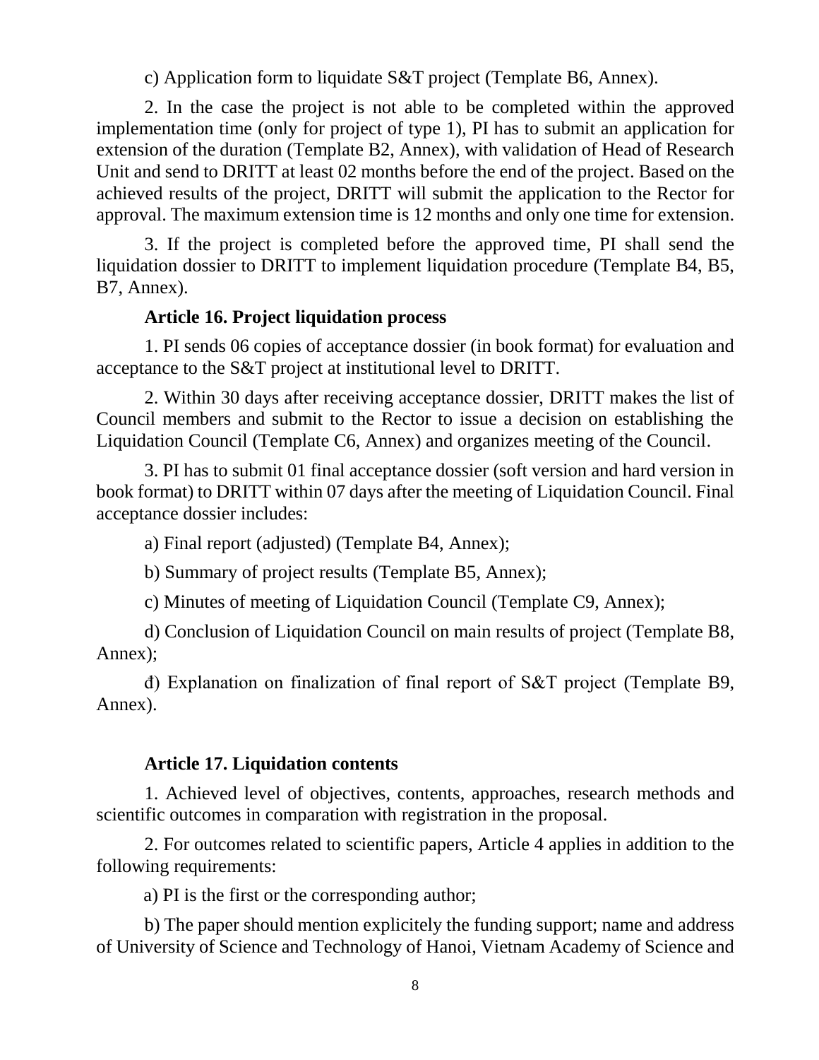c) Application form to liquidate S&T project (Template B6, Annex).

2. In the case the project is not able to be completed within the approved implementation time (only for project of type 1), PI has to submit an application for extension of the duration (Template B2, Annex), with validation of Head of Research Unit and send to DRITT at least 02 months before the end of the project. Based on the achieved results of the project, DRITT will submit the application to the Rector for approval. The maximum extension time is 12 months and only one time for extension.

3. If the project is completed before the approved time, PI shall send the liquidation dossier to DRITT to implement liquidation procedure (Template B4, B5, B7, Annex).

### Article 16. Project liquidation process

1. PI sends 06 copies of acceptance dossier (in book format) for evaluation and acceptance to the S&T project at institutional level to DRITT.

2. Within 30 days after receiving acceptance dossier, DRITT makes the list of Council members and submit to the Rector to issue a decision on establishing the Liquidation Council (Template C6, Annex) and organizes meeting of the Council.

3. PI has to submit 01 final acceptance dossier (soft version and hard version in book format) to DRITT within 07 days after the meeting of Liquidation Council. Final acceptance dossier includes:

a) Final report (adjusted) (Template B4, Annex);

b) Summary of project results (Template B5, Annex);

c) Minutes of meeting of Liquidation Council (Template C9, Annex);

d) Conclusion of Liquidation Council on main results of project (Template B8, Annex);

đ) Explanation on finalization of final report of S&T project (Template B9, Annex).

### Article 17. Liquidation contents

1. Achieved level of objectives, contents, approaches, research methods and scientific outcomes in comparation with registration in the proposal.

2. For outcomes related to scientific papers, Article 4 applies in addition to the following requirements:

a) PI is the first or the corresponding author;

b) The paper should mention explicitely the funding support; name and address of University of Science and Technology of Hanoi, Vietnam Academy of Science and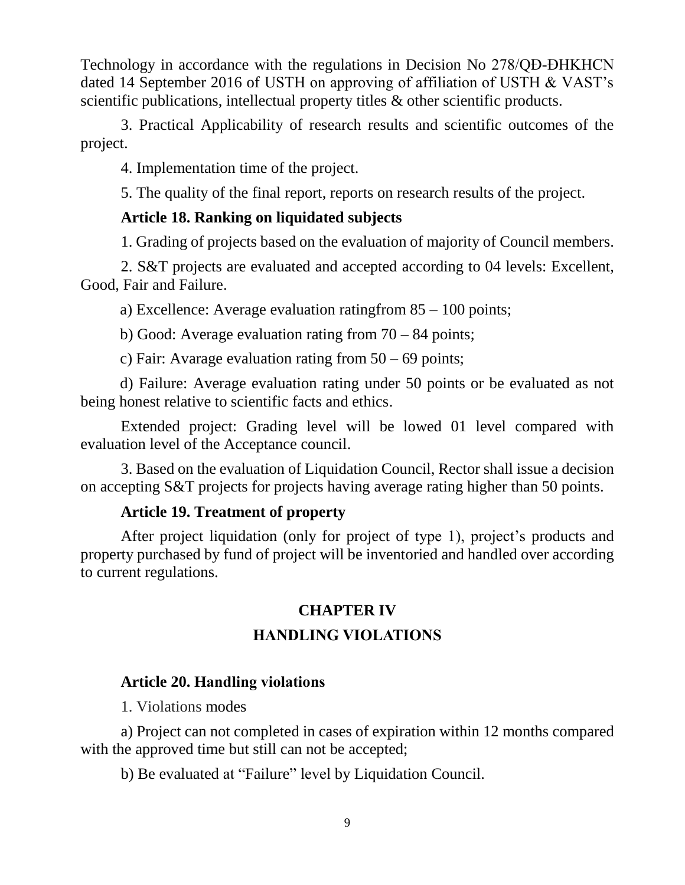Technology in accordance with the regulations in Decision No 278/QĐ-ĐHKHCN dated 14 September 2016 of USTH on approving of affiliation of USTH & VAST's scientific publications, intellectual property titles & other scientific products.

3. Practical Applicability of research results and scientific outcomes of the project.

4. Implementation time of the project.

5. The quality of the final report, reports on research results of the project.

### Article 18. Ranking on liquidated subjects

1. Grading of projects based on the evaluation of majority of Council members.

2. S&T projects are evaluated and accepted according to 04 levels: Excellent, Good, Fair and Failure.

a) Excellence: Average evaluation ratingfrom 85 – 100 points;

b) Good: Average evaluation rating from 70 – 84 points;

c) Fair: Avarage evaluation rating from 50 – 69 points;

d) Failure: Average evaluation rating under 50 points or be evaluated as not being honest relative to scientific facts and ethics.

Extended project: Grading level will be lowed 01 level compared with evaluation level of the Acceptance council.

3. Based on the evaluation of Liquidation Council, Rector shall issue a decision on accepting S&T projects for projects having average rating higher than 50 points.

### Article 19. Treatment of property

After project liquidation (only for project of type 1), project's products and property purchased by fund of project will be inventoried and handled over according to current regulations.

## CHAPTER IV
## HANDLING VIOLATIONS

### Article 20. Handling violations

1. Violations modes

a) Project can not completed in cases of expiration within 12 months compared with the approved time but still can not be accepted;

b) Be evaluated at "Failure" level by Liquidation Council.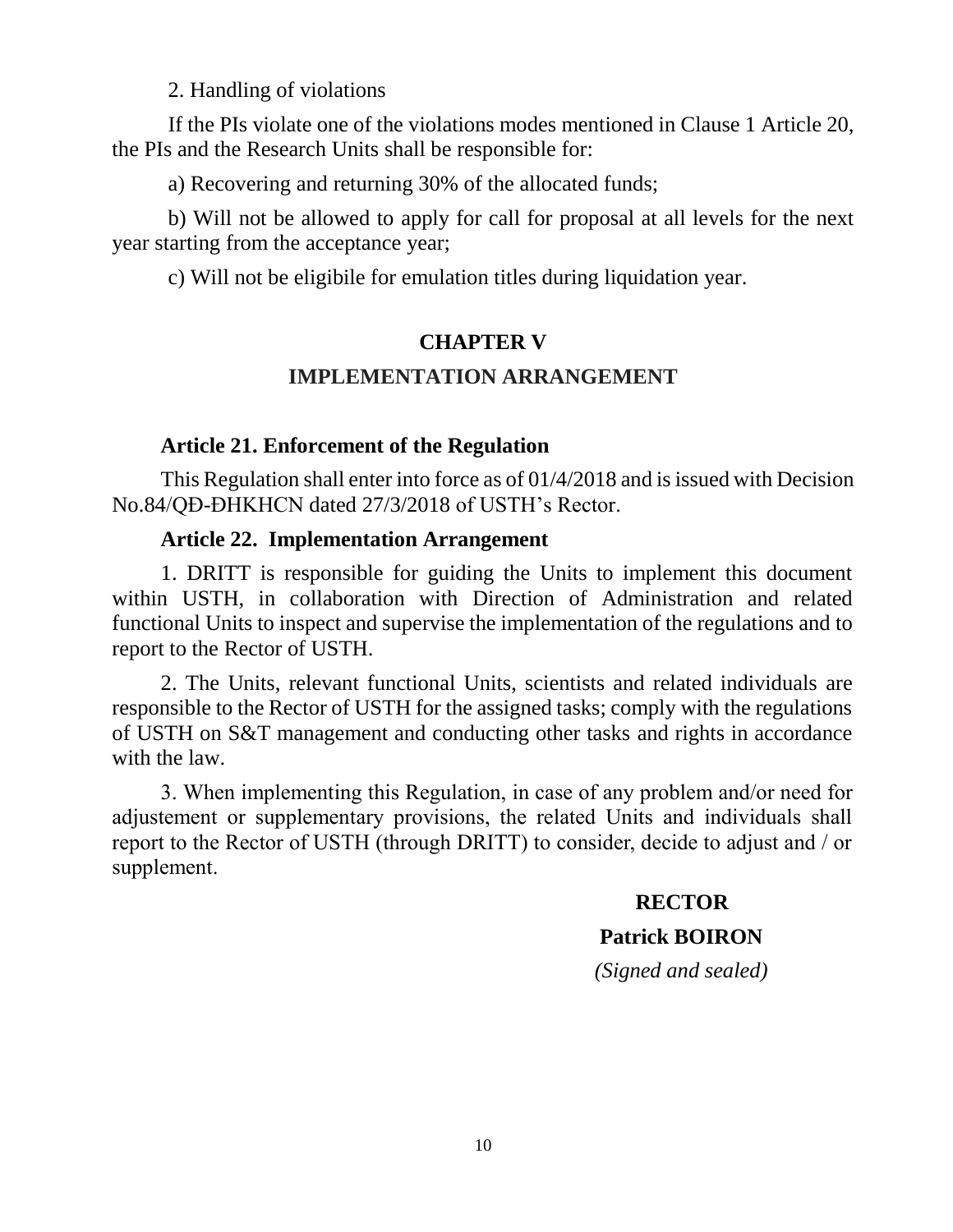2. Handling of violations

If the PIs violate one of the violations modes mentioned in Clause 1 Article 20, the PIs and the Research Units shall be responsible for:

a) Recovering and returning 30% of the allocated funds;

b) Will not be allowed to apply for call for proposal at all levels for the next year starting from the acceptance year;

c) Will not be eligibile for emulation titles during liquidation year.

## CHAPTER V

## IMPLEMENTATION ARRANGEMENT

### Article 21. Enforcement of the Regulation

This Regulation shall enter into force as of 01/4/2018 and is issued with Decision No.84/QĐ-ĐHKHCN dated 27/3/2018 of USTH's Rector.

### Article 22. Implementation Arrangement

1. DRITT is responsible for guiding the Units to implement this document within USTH, in collaboration with Direction of Administration and related functional Units to inspect and supervise the implementation of the regulations and to report to the Rector of USTH.

2. The Units, relevant functional Units, scientists and related individuals are responsible to the Rector of USTH for the assigned tasks; comply with the regulations of USTH on S&T management and conducting other tasks and rights in accordance with the law.

3. When implementing this Regulation, in case of any problem and/or need for adjustement or supplementary provisions, the related Units and individuals shall report to the Rector of USTH (through DRITT) to consider, decide to adjust and / or supplement.

**RECTOR**

**Patrick BOIRON**

*(Signed and sealed)*